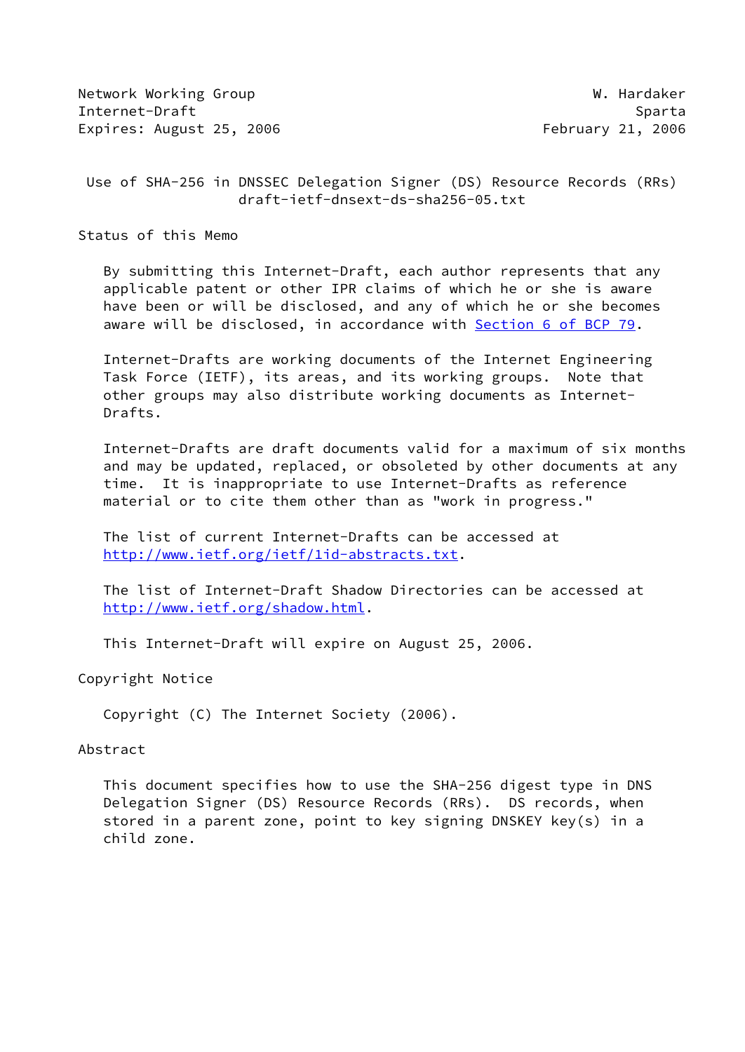Network Working Group W. Hardaker
Internet-Draft Sparta
Expires: August 25, 2006 February 21, 2006

# Use of SHA-256 in DNSSEC Delegation Signer (DS) Resource Records (RRs)

draft-ietf-dnsext-ds-sha256-05.txt

## Status of this Memo

By submitting this Internet-Draft, each author represents that any applicable patent or other IPR claims of which he or she is aware have been or will be disclosed, and any of which he or she becomes aware will be disclosed, in accordance with Section 6 of BCP 79.

Internet-Drafts are working documents of the Internet Engineering Task Force (IETF), its areas, and its working groups. Note that other groups may also distribute working documents as Internet-Drafts.

Internet-Drafts are draft documents valid for a maximum of six months and may be updated, replaced, or obsoleted by other documents at any time. It is inappropriate to use Internet-Drafts as reference material or to cite them other than as "work in progress."

The list of current Internet-Drafts can be accessed at http://www.ietf.org/ietf/1id-abstracts.txt.

The list of Internet-Draft Shadow Directories can be accessed at http://www.ietf.org/shadow.html.

This Internet-Draft will expire on August 25, 2006.

## Copyright Notice

Copyright (C) The Internet Society (2006).

## Abstract

This document specifies how to use the SHA-256 digest type in DNS Delegation Signer (DS) Resource Records (RRs). DS records, when stored in a parent zone, point to key signing DNSKEY key(s) in a child zone.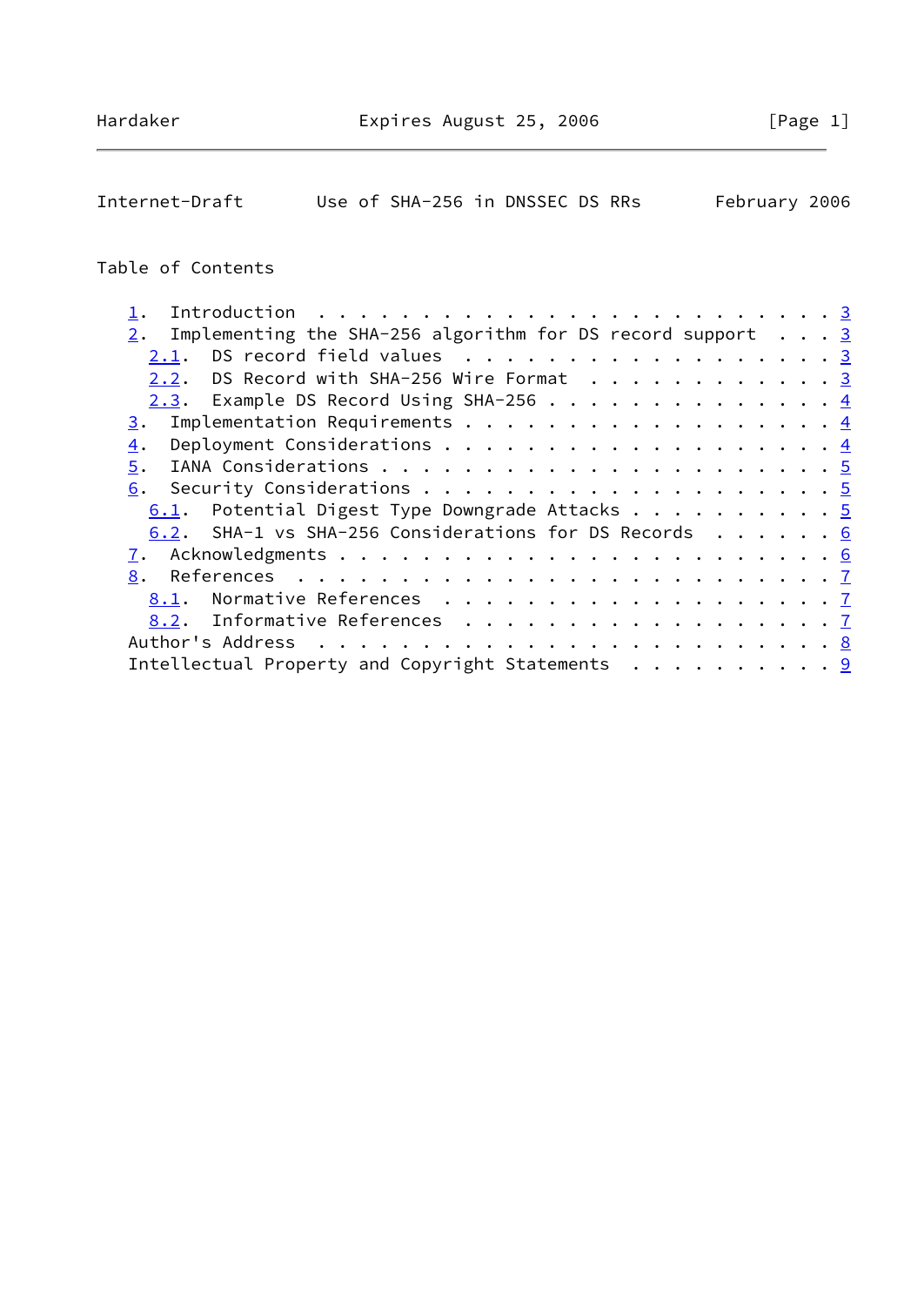## Table of Contents

1. Introduction . . . . . . . . . . . . . . . . . . . . . . . . . 3
2. Implementing the SHA-256 algorithm for DS record support . . . 3
   - 2.1. DS record field values . . . . . . . . . . . . . . . . . 3
   - 2.2. DS Record with SHA-256 Wire Format . . . . . . . . . . . 3
   - 2.3. Example DS Record Using SHA-256 . . . . . . . . . . . . . 4
3. Implementation Requirements . . . . . . . . . . . . . . . . . . 4
4. Deployment Considerations . . . . . . . . . . . . . . . . . . . 4
5. IANA Considerations . . . . . . . . . . . . . . . . . . . . . . 5
6. Security Considerations . . . . . . . . . . . . . . . . . . . . 5
   - 6.1. Potential Digest Type Downgrade Attacks . . . . . . . . . 5
   - 6.2. SHA-1 vs SHA-256 Considerations for DS Records . . . . . 6
7. Acknowledgments . . . . . . . . . . . . . . . . . . . . . . . . 6
8. References . . . . . . . . . . . . . . . . . . . . . . . . . . 7
   - 8.1. Normative References . . . . . . . . . . . . . . . . . . 7
   - 8.2. Informative References . . . . . . . . . . . . . . . . . 7

Author's Address . . . . . . . . . . . . . . . . . . . . . . . . . 8

Intellectual Property and Copyright Statements . . . . . . . . . . 9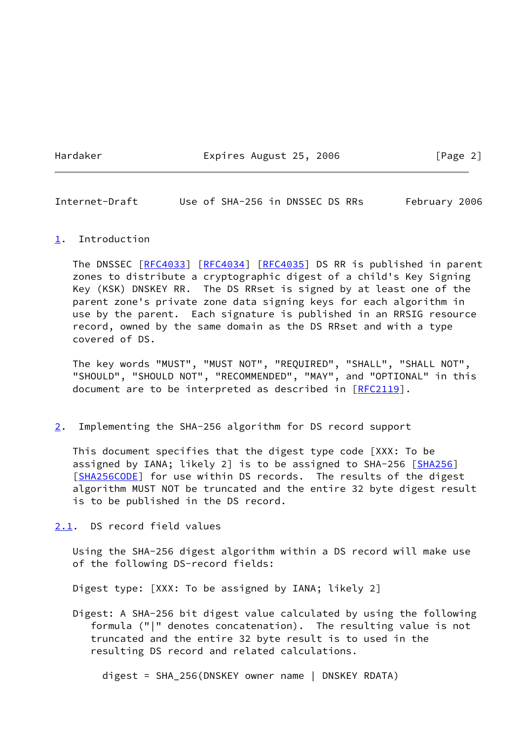## 1. Introduction

The DNSSEC [RFC4033] [RFC4034] [RFC4035] DS RR is published in parent zones to distribute a cryptographic digest of a child's Key Signing Key (KSK) DNSKEY RR. The DS RRset is signed by at least one of the parent zone's private zone data signing keys for each algorithm in use by the parent. Each signature is published in an RRSIG resource record, owned by the same domain as the DS RRset and with a type covered of DS.

The key words "MUST", "MUST NOT", "REQUIRED", "SHALL", "SHALL NOT", "SHOULD", "SHOULD NOT", "RECOMMENDED", "MAY", and "OPTIONAL" in this document are to be interpreted as described in [RFC2119].

## 2. Implementing the SHA-256 algorithm for DS record support

This document specifies that the digest type code [XXX: To be assigned by IANA; likely 2] is to be assigned to SHA-256 [SHA256] [SHA256CODE] for use within DS records. The results of the digest algorithm MUST NOT be truncated and the entire 32 byte digest result is to be published in the DS record.

### 2.1. DS record field values

Using the SHA-256 digest algorithm within a DS record will make use of the following DS-record fields:

Digest type: [XXX: To be assigned by IANA; likely 2]

Digest: A SHA-256 bit digest value calculated by using the following formula ("|" denotes concatenation). The resulting value is not truncated and the entire 32 byte result is to used in the resulting DS record and related calculations.

```
digest = SHA_256(DNSKEY owner name | DNSKEY RDATA)
```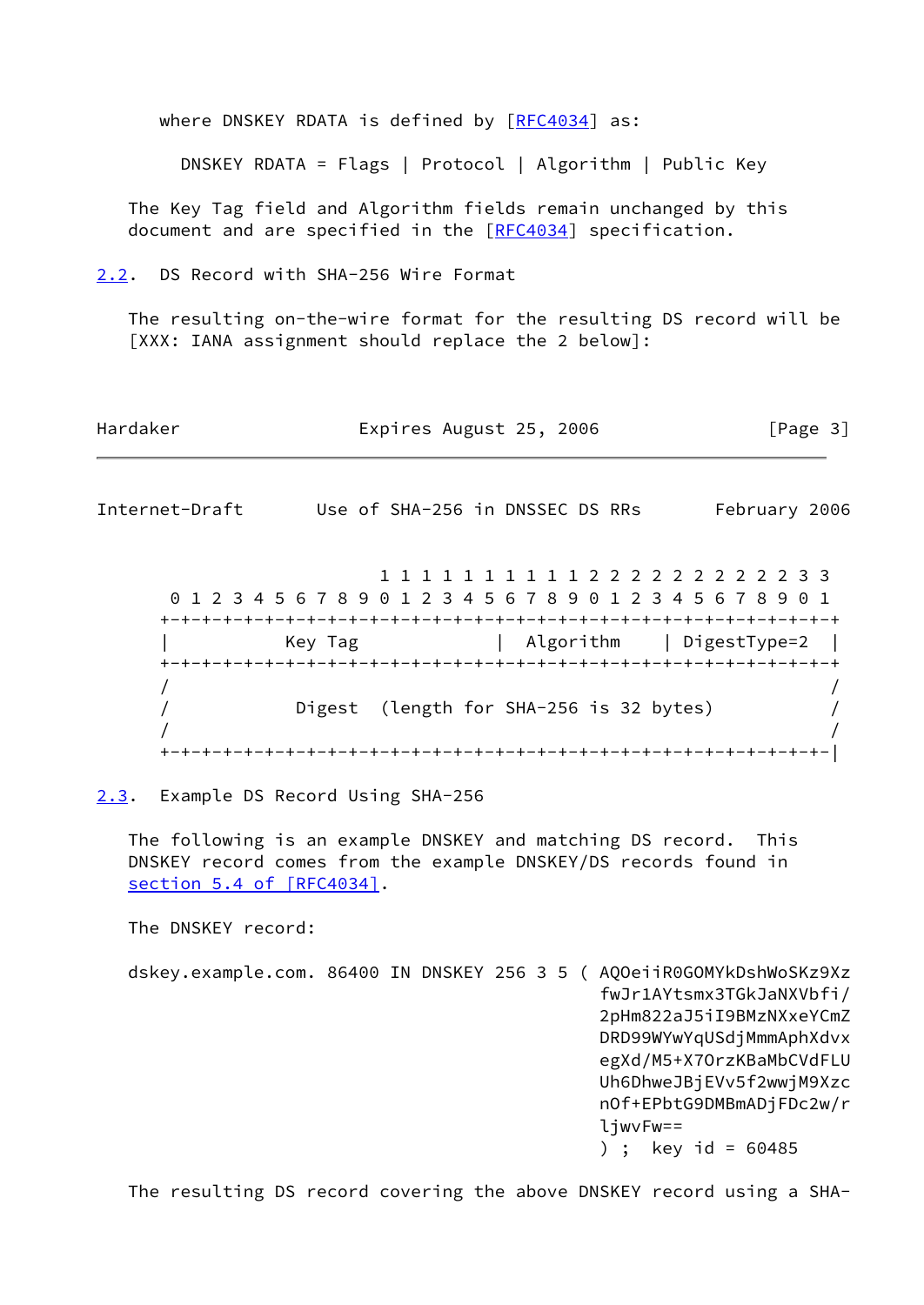where DNSKEY RDATA is defined by [RFC4034] as:

```
DNSKEY RDATA = Flags | Protocol | Algorithm | Public Key
```

The Key Tag field and Algorithm fields remain unchanged by this document and are specified in the [RFC4034] specification.

## 2.2. DS Record with SHA-256 Wire Format

The resulting on-the-wire format for the resulting DS record will be [XXX: IANA assignment should replace the 2 below]:

```
                     1 1 1 1 1 1 1 1 1 1 2 2 2 2 2 2 2 2 2 2 3 3
 0 1 2 3 4 5 6 7 8 9 0 1 2 3 4 5 6 7 8 9 0 1 2 3 4 5 6 7 8 9 0 1
+-+-+-+-+-+-+-+-+-+-+-+-+-+-+-+-+-+-+-+-+-+-+-+-+-+-+-+-+-+-+-+-+
|           Key Tag             |  Algorithm    | DigestType=2  |
+-+-+-+-+-+-+-+-+-+-+-+-+-+-+-+-+-+-+-+-+-+-+-+-+-+-+-+-+-+-+-+-+
/                                                               /
/            Digest  (length for SHA-256 is 32 bytes)           /
/                                                               /
+-+-+-+-+-+-+-+-+-+-+-+-+-+-+-+-+-+-+-+-+-+-+-+-+-+-+-+-+-+-+-+-|
```

## 2.3. Example DS Record Using SHA-256

The following is an example DNSKEY and matching DS record. This DNSKEY record comes from the example DNSKEY/DS records found in section 5.4 of [RFC4034].

The DNSKEY record:

```
dskey.example.com. 86400 IN DNSKEY 256 3 5 ( AQOeiiR0GOMYkDshWoSKz9Xz
                                          fwJr1AYtsmx3TGkJaNXVbfi/
                                          2pHm822aJ5iI9BMzNXxeYCmZ
                                          DRD99WYwYqUSdjMmmAphXdvx
                                          egXd/M5+X7OrzKBaMbCVdFLU
                                          Uh6DhweJBjEVv5f2wwjM9Xzc
                                          nOf+EPbtG9DMBmADjFDc2w/r
                                          ljwvFw==
                                          ) ;  key id = 60485
```

The resulting DS record covering the above DNSKEY record using a SHA-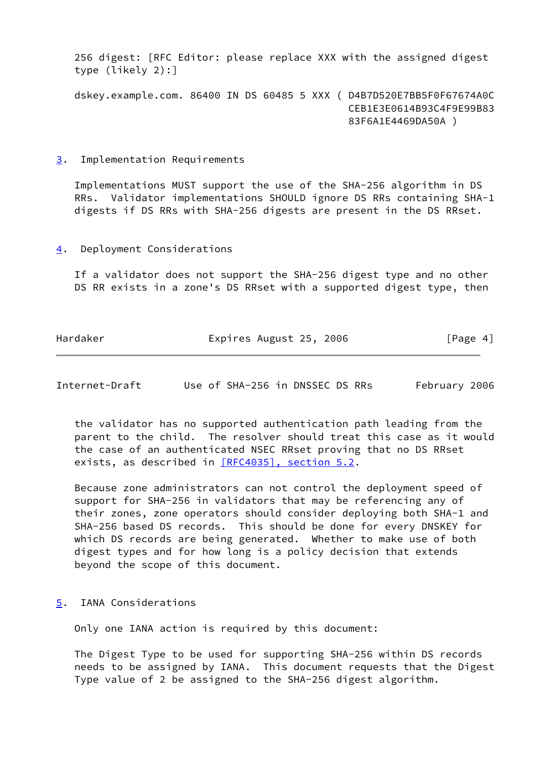256 digest: [RFC Editor: please replace XXX with the assigned digest type (likely 2):]

```
dskey.example.com. 86400 IN DS 60485 5 XXX ( D4B7D520E7BB5F0F67674A0C
                                             CEB1E3E0614B93C4F9E99B83
                                             83F6A1E4469DA50A )
```

## 3. Implementation Requirements

Implementations MUST support the use of the SHA-256 algorithm in DS RRs. Validator implementations SHOULD ignore DS RRs containing SHA-1 digests if DS RRs with SHA-256 digests are present in the DS RRset.

## 4. Deployment Considerations

If a validator does not support the SHA-256 digest type and no other DS RR exists in a zone's DS RRset with a supported digest type, then the validator has no supported authentication path leading from the parent to the child. The resolver should treat this case as it would the case of an authenticated NSEC RRset proving that no DS RRset exists, as described in [RFC4035], section 5.2.

Because zone administrators can not control the deployment speed of support for SHA-256 in validators that may be referencing any of their zones, zone operators should consider deploying both SHA-1 and SHA-256 based DS records. This should be done for every DNSKEY for which DS records are being generated. Whether to make use of both digest types and for how long is a policy decision that extends beyond the scope of this document.

## 5. IANA Considerations

Only one IANA action is required by this document:

The Digest Type to be used for supporting SHA-256 within DS records needs to be assigned by IANA. This document requests that the Digest Type value of 2 be assigned to the SHA-256 digest algorithm.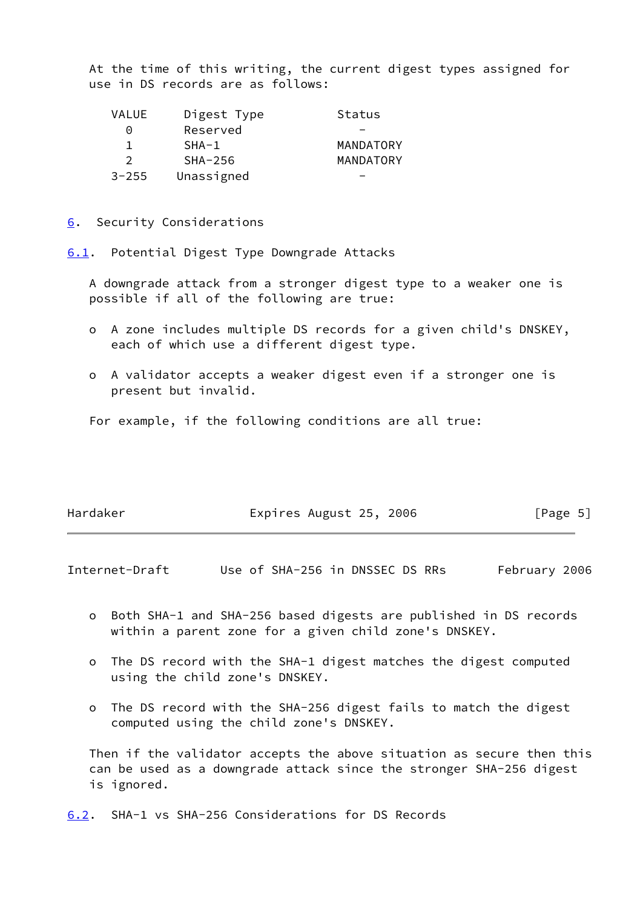At the time of this writing, the current digest types assigned for use in DS records are as follows:

| VALUE | Digest Type | Status |
|---|---|---|
| 0 | Reserved | - |
| 1 | SHA-1 | MANDATORY |
| 2 | SHA-256 | MANDATORY |
| 3-255 | Unassigned | - |

## 6. Security Considerations

### 6.1. Potential Digest Type Downgrade Attacks

A downgrade attack from a stronger digest type to a weaker one is possible if all of the following are true:

- A zone includes multiple DS records for a given child's DNSKEY, each of which use a different digest type.
- A validator accepts a weaker digest even if a stronger one is present but invalid.

For example, if the following conditions are all true:

- Both SHA-1 and SHA-256 based digests are published in DS records within a parent zone for a given child zone's DNSKEY.
- The DS record with the SHA-1 digest matches the digest computed using the child zone's DNSKEY.
- The DS record with the SHA-256 digest fails to match the digest computed using the child zone's DNSKEY.

Then if the validator accepts the above situation as secure then this can be used as a downgrade attack since the stronger SHA-256 digest is ignored.

### 6.2. SHA-1 vs SHA-256 Considerations for DS Records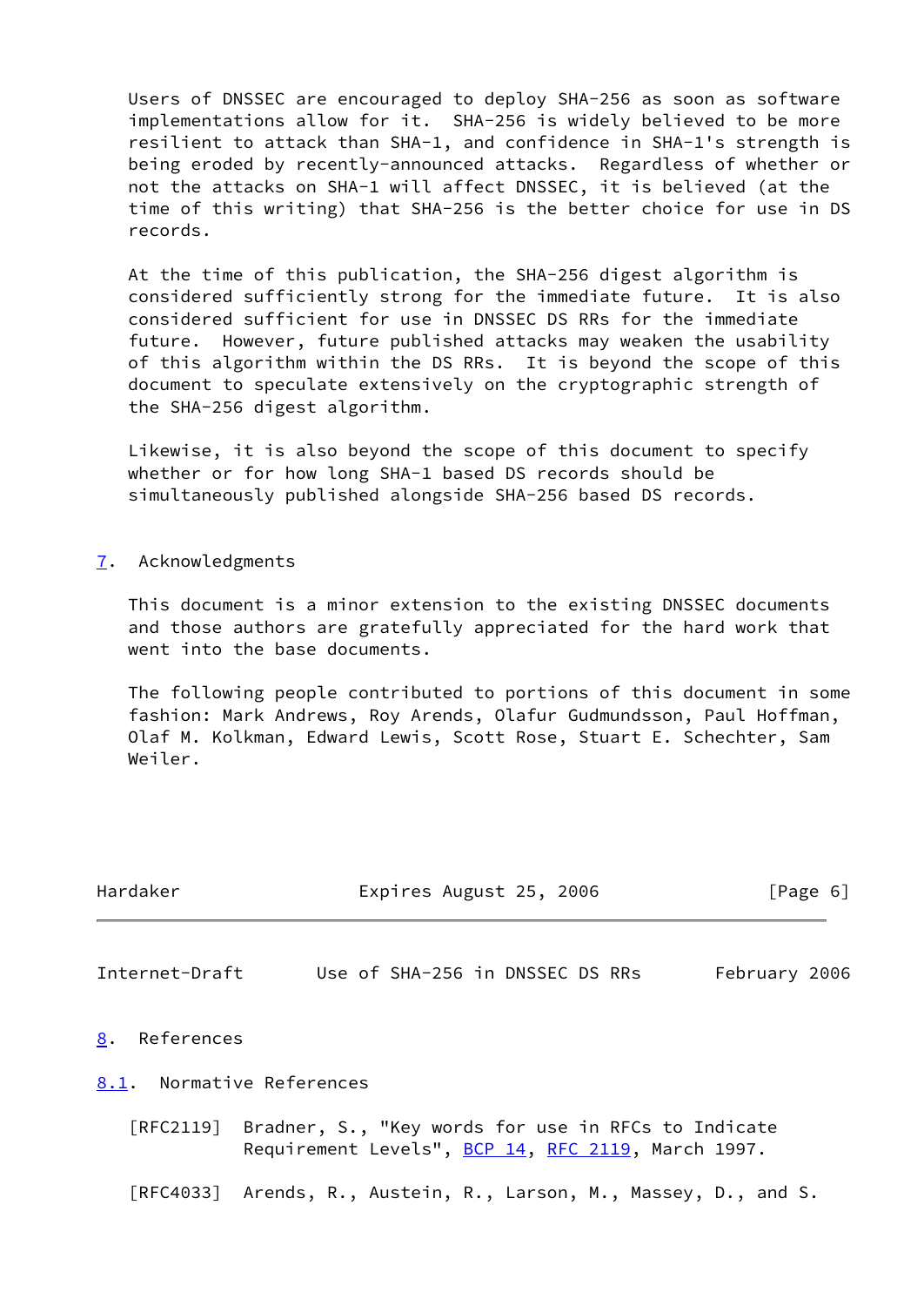Users of DNSSEC are encouraged to deploy SHA-256 as soon as software implementations allow for it. SHA-256 is widely believed to be more resilient to attack than SHA-1, and confidence in SHA-1's strength is being eroded by recently-announced attacks. Regardless of whether or not the attacks on SHA-1 will affect DNSSEC, it is believed (at the time of this writing) that SHA-256 is the better choice for use in DS records.

At the time of this publication, the SHA-256 digest algorithm is considered sufficiently strong for the immediate future. It is also considered sufficient for use in DNSSEC DS RRs for the immediate future. However, future published attacks may weaken the usability of this algorithm within the DS RRs. It is beyond the scope of this document to speculate extensively on the cryptographic strength of the SHA-256 digest algorithm.

Likewise, it is also beyond the scope of this document to specify whether or for how long SHA-1 based DS records should be simultaneously published alongside SHA-256 based DS records.

## 7. Acknowledgments

This document is a minor extension to the existing DNSSEC documents and those authors are gratefully appreciated for the hard work that went into the base documents.

The following people contributed to portions of this document in some fashion: Mark Andrews, Roy Arends, Olafur Gudmundsson, Paul Hoffman, Olaf M. Kolkman, Edward Lewis, Scott Rose, Stuart E. Schechter, Sam Weiler.

## 8. References

### 8.1. Normative References

[RFC2119] Bradner, S., "Key words for use in RFCs to Indicate Requirement Levels", BCP 14, RFC 2119, March 1997.

[RFC4033] Arends, R., Austein, R., Larson, M., Massey, D., and S.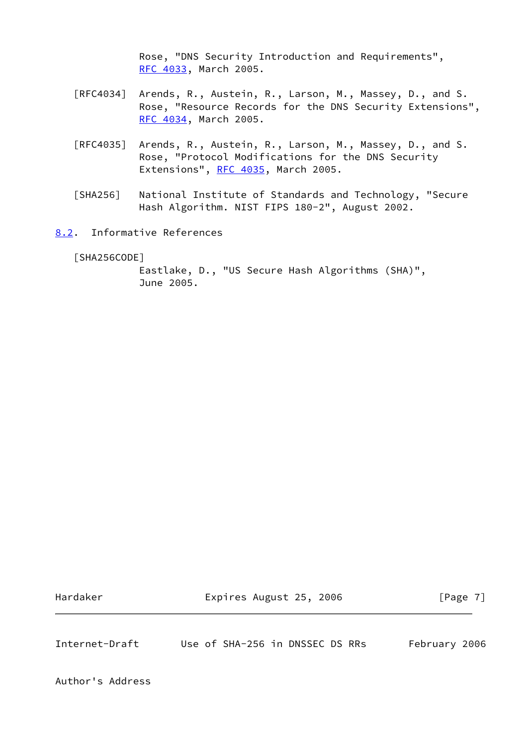Rose, "DNS Security Introduction and Requirements", RFC 4033, March 2005.

[RFC4034] Arends, R., Austein, R., Larson, M., Massey, D., and S. Rose, "Resource Records for the DNS Security Extensions", RFC 4034, March 2005.

[RFC4035] Arends, R., Austein, R., Larson, M., Massey, D., and S. Rose, "Protocol Modifications for the DNS Security Extensions", RFC 4035, March 2005.

[SHA256] National Institute of Standards and Technology, "Secure Hash Algorithm. NIST FIPS 180-2", August 2002.

## 8.2. Informative References

[SHA256CODE]
Eastlake, D., "US Secure Hash Algorithms (SHA)", June 2005.

## Author's Address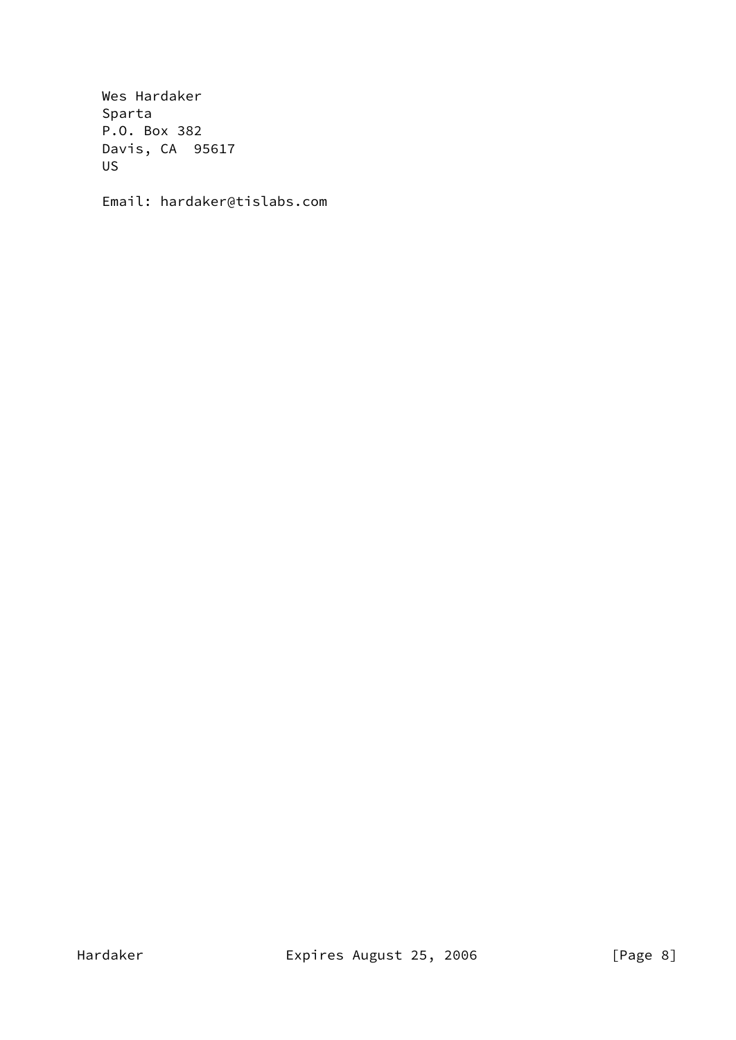Wes Hardaker
Sparta
P.O. Box 382
Davis, CA  95617
US

Email: hardaker@tislabs.com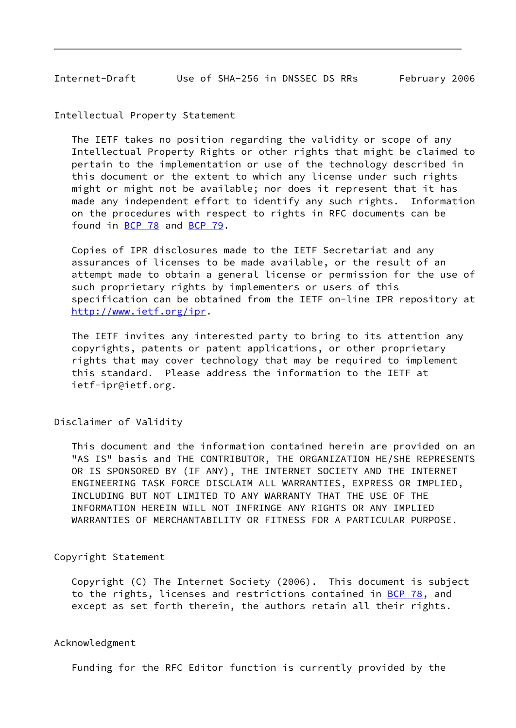## Intellectual Property Statement

The IETF takes no position regarding the validity or scope of any Intellectual Property Rights or other rights that might be claimed to pertain to the implementation or use of the technology described in this document or the extent to which any license under such rights might or might not be available; nor does it represent that it has made any independent effort to identify any such rights. Information on the procedures with respect to rights in RFC documents can be found in BCP 78 and BCP 79.

Copies of IPR disclosures made to the IETF Secretariat and any assurances of licenses to be made available, or the result of an attempt made to obtain a general license or permission for the use of such proprietary rights by implementers or users of this specification can be obtained from the IETF on-line IPR repository at http://www.ietf.org/ipr.

The IETF invites any interested party to bring to its attention any copyrights, patents or patent applications, or other proprietary rights that may cover technology that may be required to implement this standard. Please address the information to the IETF at ietf-ipr@ietf.org.

## Disclaimer of Validity

This document and the information contained herein are provided on an "AS IS" basis and THE CONTRIBUTOR, THE ORGANIZATION HE/SHE REPRESENTS OR IS SPONSORED BY (IF ANY), THE INTERNET SOCIETY AND THE INTERNET ENGINEERING TASK FORCE DISCLAIM ALL WARRANTIES, EXPRESS OR IMPLIED, INCLUDING BUT NOT LIMITED TO ANY WARRANTY THAT THE USE OF THE INFORMATION HEREIN WILL NOT INFRINGE ANY RIGHTS OR ANY IMPLIED WARRANTIES OF MERCHANTABILITY OR FITNESS FOR A PARTICULAR PURPOSE.

## Copyright Statement

Copyright (C) The Internet Society (2006). This document is subject to the rights, licenses and restrictions contained in BCP 78, and except as set forth therein, the authors retain all their rights.

## Acknowledgment

Funding for the RFC Editor function is currently provided by the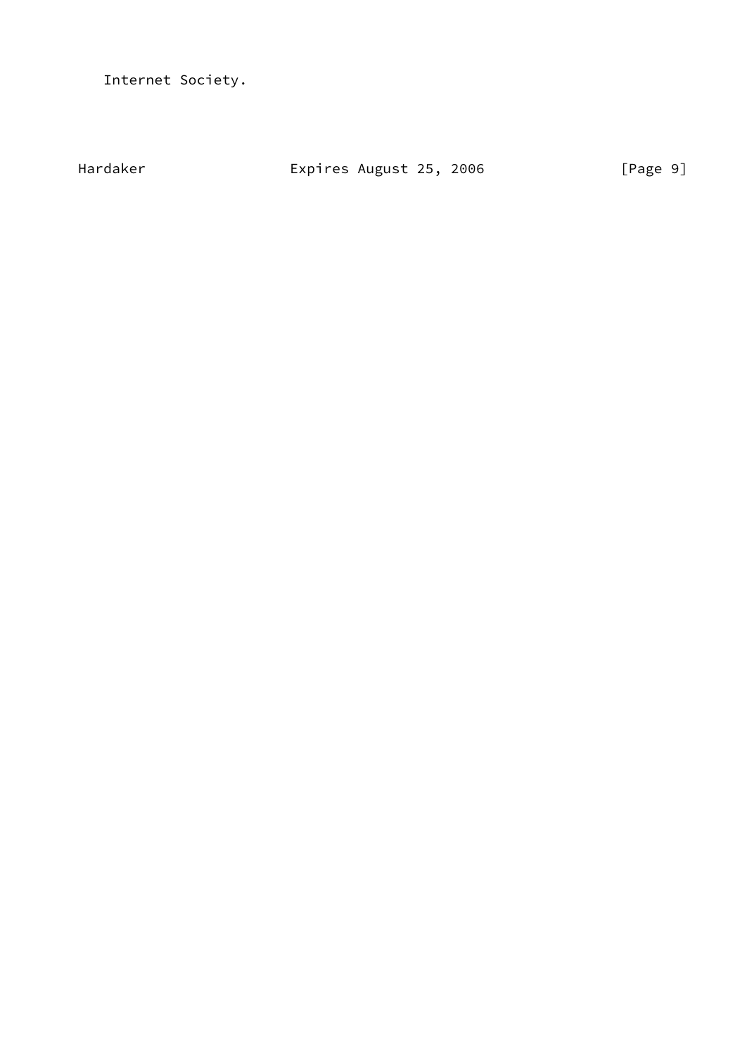Internet Society.